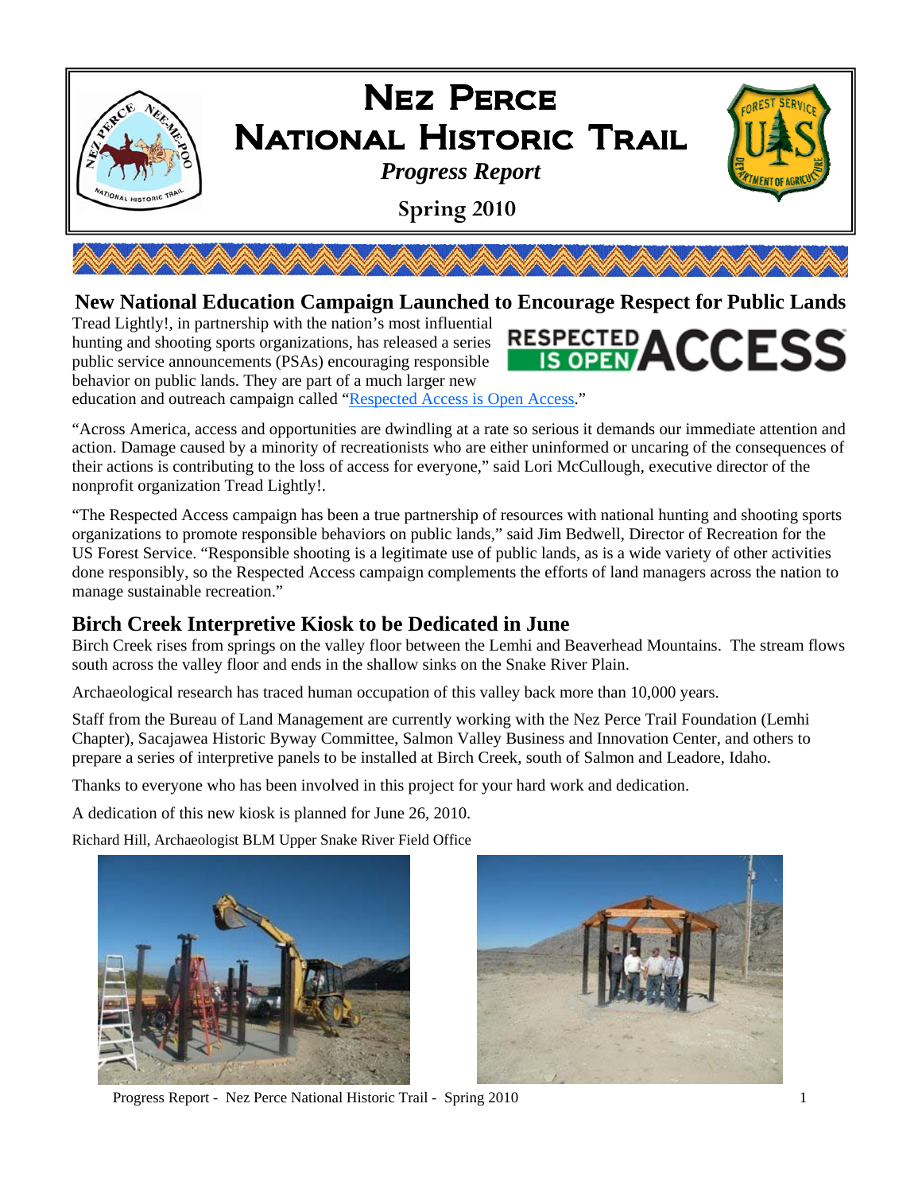# Nez Perce National Historic Trail

*Progress Report*

**Spring 2010**

## New National Education Campaign Launched to Encourage Respect for Public Lands

Tread Lightly!, in partnership with the nation's most influential hunting and shooting sports organizations, has released a series public service announcements (PSAs) encouraging responsible behavior on public lands. They are part of a much larger new education and outreach campaign called "[Respected Access is Open Access](Respected Access is Open Access)."

"Across America, access and opportunities are dwindling at a rate so serious it demands our immediate attention and action. Damage caused by a minority of recreationists who are either uninformed or uncaring of the consequences of their actions is contributing to the loss of access for everyone," said Lori McCullough, executive director of the nonprofit organization Tread Lightly!.

"The Respected Access campaign has been a true partnership of resources with national hunting and shooting sports organizations to promote responsible behaviors on public lands," said Jim Bedwell, Director of Recreation for the US Forest Service. "Responsible shooting is a legitimate use of public lands, as is a wide variety of other activities done responsibly, so the Respected Access campaign complements the efforts of land managers across the nation to manage sustainable recreation."

## Birch Creek Interpretive Kiosk to be Dedicated in June

Birch Creek rises from springs on the valley floor between the Lemhi and Beaverhead Mountains. The stream flows south across the valley floor and ends in the shallow sinks on the Snake River Plain.

Archaeological research has traced human occupation of this valley back more than 10,000 years.

Staff from the Bureau of Land Management are currently working with the Nez Perce Trail Foundation (Lemhi Chapter), Sacajawea Historic Byway Committee, Salmon Valley Business and Innovation Center, and others to prepare a series of interpretive panels to be installed at Birch Creek, south of Salmon and Leadore, Idaho.

Thanks to everyone who has been involved in this project for your hard work and dedication.

A dedication of this new kiosk is planned for June 26, 2010.

Richard Hill, Archaeologist BLM Upper Snake River Field Office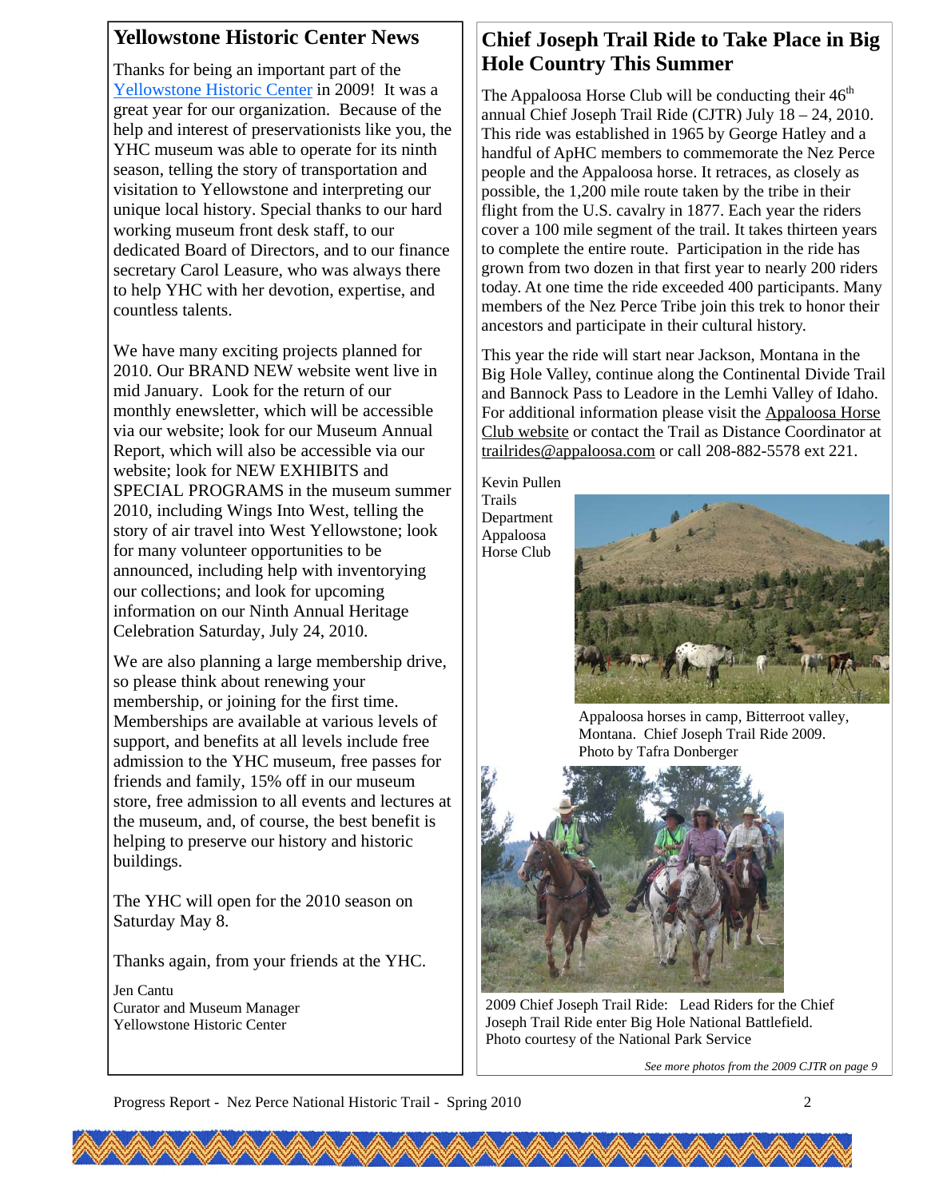## Yellowstone Historic Center News

Thanks for being an important part of the Yellowstone Historic Center in 2009! It was a great year for our organization. Because of the help and interest of preservationists like you, the YHC museum was able to operate for its ninth season, telling the story of transportation and visitation to Yellowstone and interpreting our unique local history. Special thanks to our hard working museum front desk staff, to our dedicated Board of Directors, and to our finance secretary Carol Leasure, who was always there to help YHC with her devotion, expertise, and countless talents.

We have many exciting projects planned for 2010. Our BRAND NEW website went live in mid January. Look for the return of our monthly enewsletter, which will be accessible via our website; look for our Museum Annual Report, which will also be accessible via our website; look for NEW EXHIBITS and SPECIAL PROGRAMS in the museum summer 2010, including Wings Into West, telling the story of air travel into West Yellowstone; look for many volunteer opportunities to be announced, including help with inventorying our collections; and look for upcoming information on our Ninth Annual Heritage Celebration Saturday, July 24, 2010.

We are also planning a large membership drive, so please think about renewing your membership, or joining for the first time. Memberships are available at various levels of support, and benefits at all levels include free admission to the YHC museum, free passes for friends and family, 15% off in our museum store, free admission to all events and lectures at the museum, and, of course, the best benefit is helping to preserve our history and historic buildings.

The YHC will open for the 2010 season on Saturday May 8.

Thanks again, from your friends at the YHC.

Jen Cantu
Curator and Museum Manager
Yellowstone Historic Center

## Chief Joseph Trail Ride to Take Place in Big Hole Country This Summer

The Appaloosa Horse Club will be conducting their 46th annual Chief Joseph Trail Ride (CJTR) July 18 – 24, 2010. This ride was established in 1965 by George Hatley and a handful of ApHC members to commemorate the Nez Perce people and the Appaloosa horse. It retraces, as closely as possible, the 1,200 mile route taken by the tribe in their flight from the U.S. cavalry in 1877. Each year the riders cover a 100 mile segment of the trail. It takes thirteen years to complete the entire route. Participation in the ride has grown from two dozen in that first year to nearly 200 riders today. At one time the ride exceeded 400 participants. Many members of the Nez Perce Tribe join this trek to honor their ancestors and participate in their cultural history.

This year the ride will start near Jackson, Montana in the Big Hole Valley, continue along the Continental Divide Trail and Bannock Pass to Leadore in the Lemhi Valley of Idaho. For additional information please visit the Appaloosa Horse Club website or contact the Trail as Distance Coordinator at trailrides@appaloosa.com or call 208-882-5578 ext 221.

Kevin Pullen
Trails Department
Appaloosa Horse Club

Appaloosa horses in camp, Bitterroot valley, Montana. Chief Joseph Trail Ride 2009. Photo by Tafra Donberger

2009 Chief Joseph Trail Ride: Lead Riders for the Chief Joseph Trail Ride enter Big Hole National Battlefield. Photo courtesy of the National Park Service

*See more photos from the 2009 CJTR on page 9*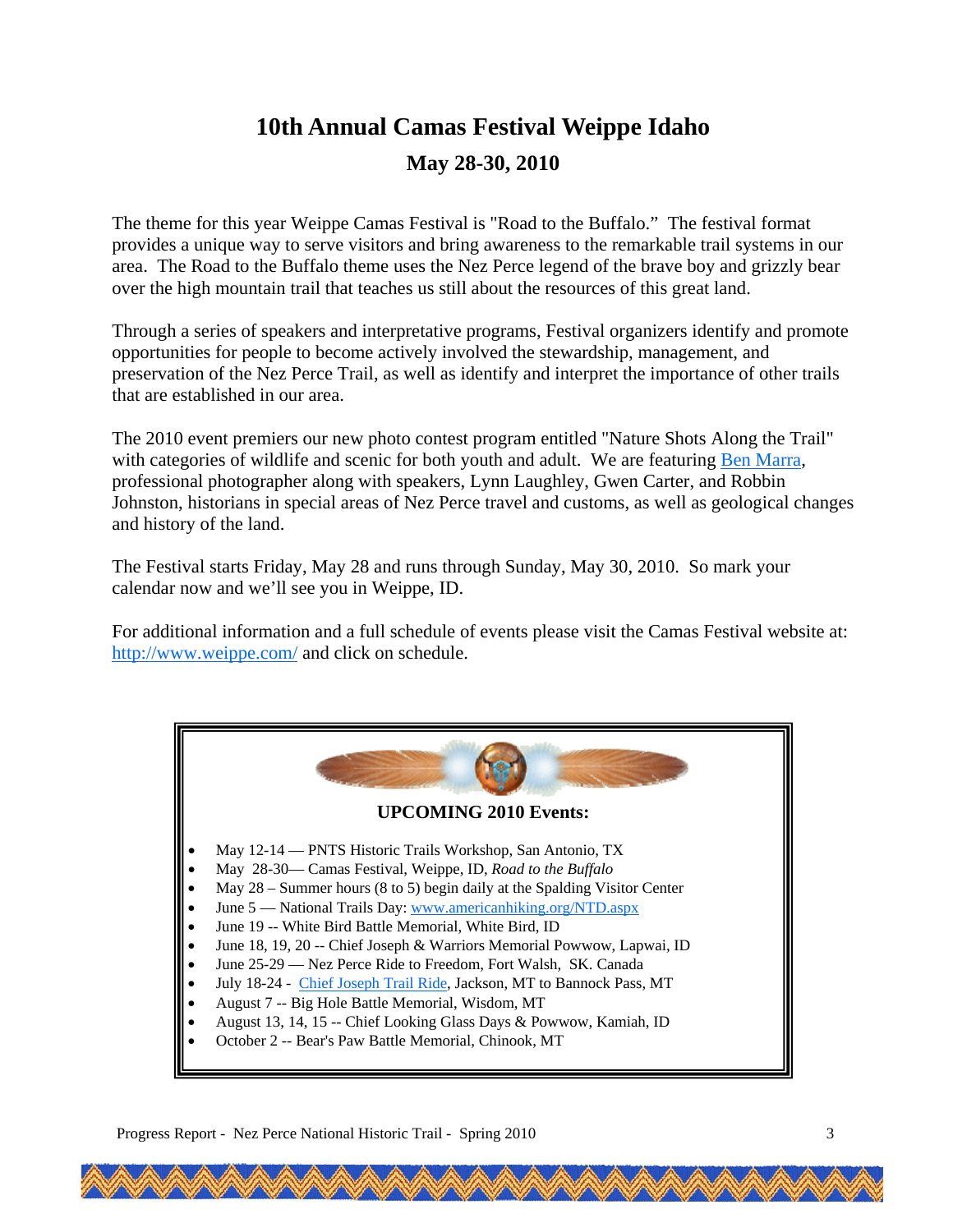# 10th Annual Camas Festival Weippe Idaho

## May 28-30, 2010

The theme for this year Weippe Camas Festival is "Road to the Buffalo." The festival format provides a unique way to serve visitors and bring awareness to the remarkable trail systems in our area. The Road to the Buffalo theme uses the Nez Perce legend of the brave boy and grizzly bear over the high mountain trail that teaches us still about the resources of this great land.

Through a series of speakers and interpretative programs, Festival organizers identify and promote opportunities for people to become actively involved the stewardship, management, and preservation of the Nez Perce Trail, as well as identify and interpret the importance of other trails that are established in our area.

The 2010 event premiers our new photo contest program entitled "Nature Shots Along the Trail" with categories of wildlife and scenic for both youth and adult. We are featuring Ben Marra, professional photographer along with speakers, Lynn Laughley, Gwen Carter, and Robbin Johnston, historians in special areas of Nez Perce travel and customs, as well as geological changes and history of the land.

The Festival starts Friday, May 28 and runs through Sunday, May 30, 2010. So mark your calendar now and we'll see you in Weippe, ID.

For additional information and a full schedule of events please visit the Camas Festival website at: http://www.weippe.com/ and click on schedule.

**UPCOMING 2010 Events:**

- May 12-14 — PNTS Historic Trails Workshop, San Antonio, TX
- May 28-30— Camas Festival, Weippe, ID, *Road to the Buffalo*
- May 28 – Summer hours (8 to 5) begin daily at the Spalding Visitor Center
- June 5 — National Trails Day: www.americanhiking.org/NTD.aspx
- June 19 -- White Bird Battle Memorial, White Bird, ID
- June 18, 19, 20 -- Chief Joseph & Warriors Memorial Powwow, Lapwai, ID
- June 25-29 — Nez Perce Ride to Freedom, Fort Walsh, SK. Canada
- July 18-24 - Chief Joseph Trail Ride, Jackson, MT to Bannock Pass, MT
- August 7 -- Big Hole Battle Memorial, Wisdom, MT
- August 13, 14, 15 -- Chief Looking Glass Days & Powwow, Kamiah, ID
- October 2 -- Bear's Paw Battle Memorial, Chinook, MT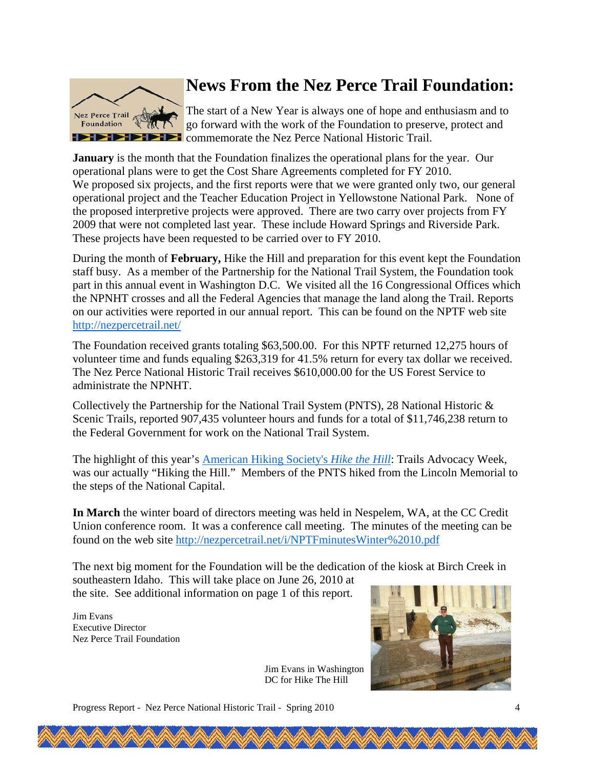# News From the Nez Perce Trail Foundation:

The start of a New Year is always one of hope and enthusiasm and to go forward with the work of the Foundation to preserve, protect and commemorate the Nez Perce National Historic Trail.

**January** is the month that the Foundation finalizes the operational plans for the year. Our operational plans were to get the Cost Share Agreements completed for FY 2010. We proposed six projects, and the first reports were that we were granted only two, our general operational project and the Teacher Education Project in Yellowstone National Park. None of the proposed interpretive projects were approved. There are two carry over projects from FY 2009 that were not completed last year. These include Howard Springs and Riverside Park. These projects have been requested to be carried over to FY 2010.

During the month of **February,** Hike the Hill and preparation for this event kept the Foundation staff busy. As a member of the Partnership for the National Trail System, the Foundation took part in this annual event in Washington D.C. We visited all the 16 Congressional Offices which the NPNHT crosses and all the Federal Agencies that manage the land along the Trail. Reports on our activities were reported in our annual report. This can be found on the NPTF web site http://nezpercetrail.net/

The Foundation received grants totaling $63,500.00. For this NPTF returned 12,275 hours of volunteer time and funds equaling $263,319 for 41.5% return for every tax dollar we received. The Nez Perce National Historic Trail receives $610,000.00 for the US Forest Service to administrate the NPNHT.

Collectively the Partnership for the National Trail System (PNTS), 28 National Historic & Scenic Trails, reported 907,435 volunteer hours and funds for a total of $11,746,238 return to the Federal Government for work on the National Trail System.

The highlight of this year's American Hiking Society's *Hike the Hill*: Trails Advocacy Week, was our actually "Hiking the Hill." Members of the PNTS hiked from the Lincoln Memorial to the steps of the National Capital.

**In March** the winter board of directors meeting was held in Nespelem, WA, at the CC Credit Union conference room. It was a conference call meeting. The minutes of the meeting can be found on the web site http://nezpercetrail.net/i/NPTFminutesWinter%2010.pdf

The next big moment for the Foundation will be the dedication of the kiosk at Birch Creek in southeastern Idaho. This will take place on June 26, 2010 at the site. See additional information on page 1 of this report.

Jim Evans
Executive Director
Nez Perce Trail Foundation

Jim Evans in Washington DC for Hike The Hill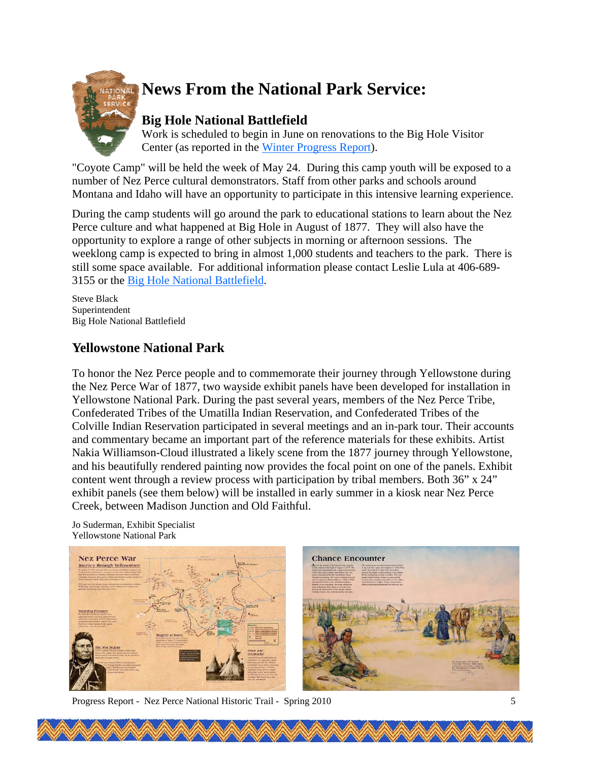# News From the National Park Service:

## Big Hole National Battlefield

Work is scheduled to begin in June on renovations to the Big Hole Visitor Center (as reported in the Winter Progress Report).

"Coyote Camp" will be held the week of May 24. During this camp youth will be exposed to a number of Nez Perce cultural demonstrators. Staff from other parks and schools around Montana and Idaho will have an opportunity to participate in this intensive learning experience.

During the camp students will go around the park to educational stations to learn about the Nez Perce culture and what happened at Big Hole in August of 1877. They will also have the opportunity to explore a range of other subjects in morning or afternoon sessions. The weeklong camp is expected to bring in almost 1,000 students and teachers to the park. There is still some space available. For additional information please contact Leslie Lula at 406-689-3155 or the Big Hole National Battlefield.

Steve Black
Superintendent
Big Hole National Battlefield

## Yellowstone National Park

To honor the Nez Perce people and to commemorate their journey through Yellowstone during the Nez Perce War of 1877, two wayside exhibit panels have been developed for installation in Yellowstone National Park. During the past several years, members of the Nez Perce Tribe, Confederated Tribes of the Umatilla Indian Reservation, and Confederated Tribes of the Colville Indian Reservation participated in several meetings and an in-park tour. Their accounts and commentary became an important part of the reference materials for these exhibits. Artist Nakia Williamson-Cloud illustrated a likely scene from the 1877 journey through Yellowstone, and his beautifully rendered painting now provides the focal point on one of the panels. Exhibit content went through a review process with participation by tribal members. Both 36" x 24" exhibit panels (see them below) will be installed in early summer in a kiosk near Nez Perce Creek, between Madison Junction and Old Faithful.

Jo Suderman, Exhibit Specialist
Yellowstone National Park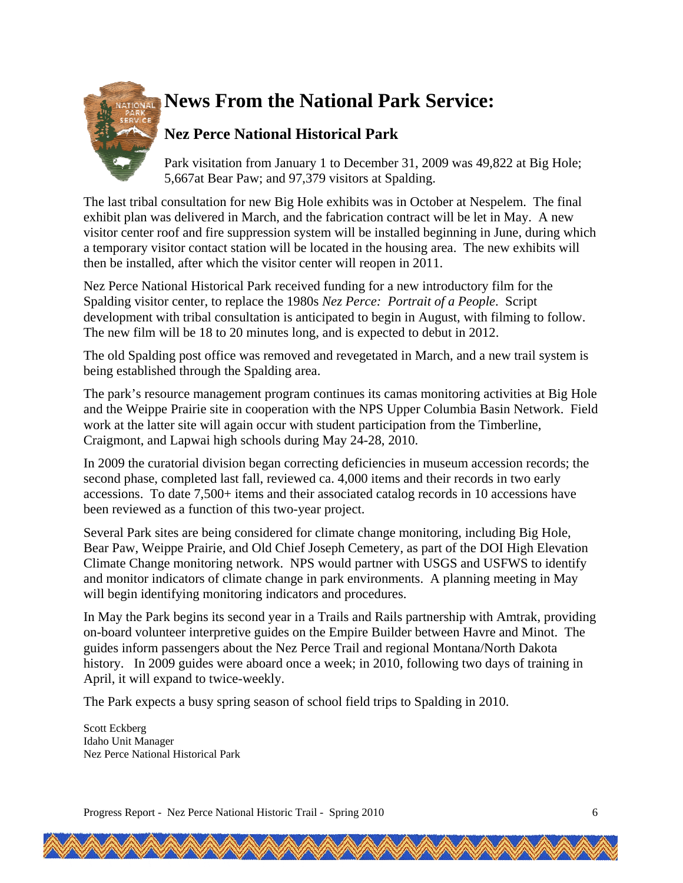# News From the National Park Service:

## Nez Perce National Historical Park

Park visitation from January 1 to December 31, 2009 was 49,822 at Big Hole; 5,667at Bear Paw; and 97,379 visitors at Spalding.

The last tribal consultation for new Big Hole exhibits was in October at Nespelem. The final exhibit plan was delivered in March, and the fabrication contract will be let in May. A new visitor center roof and fire suppression system will be installed beginning in June, during which a temporary visitor contact station will be located in the housing area. The new exhibits will then be installed, after which the visitor center will reopen in 2011.

Nez Perce National Historical Park received funding for a new introductory film for the Spalding visitor center, to replace the 1980s *Nez Perce: Portrait of a People*. Script development with tribal consultation is anticipated to begin in August, with filming to follow. The new film will be 18 to 20 minutes long, and is expected to debut in 2012.

The old Spalding post office was removed and revegetated in March, and a new trail system is being established through the Spalding area.

The park's resource management program continues its camas monitoring activities at Big Hole and the Weippe Prairie site in cooperation with the NPS Upper Columbia Basin Network. Field work at the latter site will again occur with student participation from the Timberline, Craigmont, and Lapwai high schools during May 24-28, 2010.

In 2009 the curatorial division began correcting deficiencies in museum accession records; the second phase, completed last fall, reviewed ca. 4,000 items and their records in two early accessions. To date 7,500+ items and their associated catalog records in 10 accessions have been reviewed as a function of this two-year project.

Several Park sites are being considered for climate change monitoring, including Big Hole, Bear Paw, Weippe Prairie, and Old Chief Joseph Cemetery, as part of the DOI High Elevation Climate Change monitoring network. NPS would partner with USGS and USFWS to identify and monitor indicators of climate change in park environments. A planning meeting in May will begin identifying monitoring indicators and procedures.

In May the Park begins its second year in a Trails and Rails partnership with Amtrak, providing on-board volunteer interpretive guides on the Empire Builder between Havre and Minot. The guides inform passengers about the Nez Perce Trail and regional Montana/North Dakota history. In 2009 guides were aboard once a week; in 2010, following two days of training in April, it will expand to twice-weekly.

The Park expects a busy spring season of school field trips to Spalding in 2010.

Scott Eckberg
Idaho Unit Manager
Nez Perce National Historical Park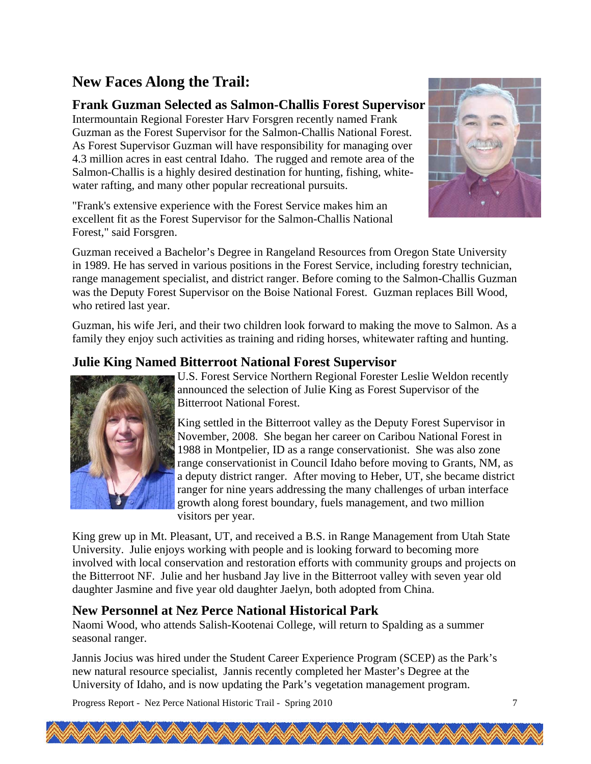# New Faces Along the Trail:

## Frank Guzman Selected as Salmon-Challis Forest Supervisor

Intermountain Regional Forester Harv Forsgren recently named Frank Guzman as the Forest Supervisor for the Salmon-Challis National Forest. As Forest Supervisor Guzman will have responsibility for managing over 4.3 million acres in east central Idaho. The rugged and remote area of the Salmon-Challis is a highly desired destination for hunting, fishing, white-water rafting, and many other popular recreational pursuits.

"Frank's extensive experience with the Forest Service makes him an excellent fit as the Forest Supervisor for the Salmon-Challis National Forest," said Forsgren.

Guzman received a Bachelor's Degree in Rangeland Resources from Oregon State University in 1989. He has served in various positions in the Forest Service, including forestry technician, range management specialist, and district ranger. Before coming to the Salmon-Challis Guzman was the Deputy Forest Supervisor on the Boise National Forest. Guzman replaces Bill Wood, who retired last year.

Guzman, his wife Jeri, and their two children look forward to making the move to Salmon. As a family they enjoy such activities as training and riding horses, whitewater rafting and hunting.

## Julie King Named Bitterroot National Forest Supervisor

U.S. Forest Service Northern Regional Forester Leslie Weldon recently announced the selection of Julie King as Forest Supervisor of the Bitterroot National Forest.

King settled in the Bitterroot valley as the Deputy Forest Supervisor in November, 2008. She began her career on Caribou National Forest in 1988 in Montpelier, ID as a range conservationist. She was also zone range conservationist in Council Idaho before moving to Grants, NM, as a deputy district ranger. After moving to Heber, UT, she became district ranger for nine years addressing the many challenges of urban interface growth along forest boundary, fuels management, and two million visitors per year.

King grew up in Mt. Pleasant, UT, and received a B.S. in Range Management from Utah State University. Julie enjoys working with people and is looking forward to becoming more involved with local conservation and restoration efforts with community groups and projects on the Bitterroot NF. Julie and her husband Jay live in the Bitterroot valley with seven year old daughter Jasmine and five year old daughter Jaelyn, both adopted from China.

## New Personnel at Nez Perce National Historical Park

Naomi Wood, who attends Salish-Kootenai College, will return to Spalding as a summer seasonal ranger.

Jannis Jocius was hired under the Student Career Experience Program (SCEP) as the Park's new natural resource specialist, Jannis recently completed her Master's Degree at the University of Idaho, and is now updating the Park's vegetation management program.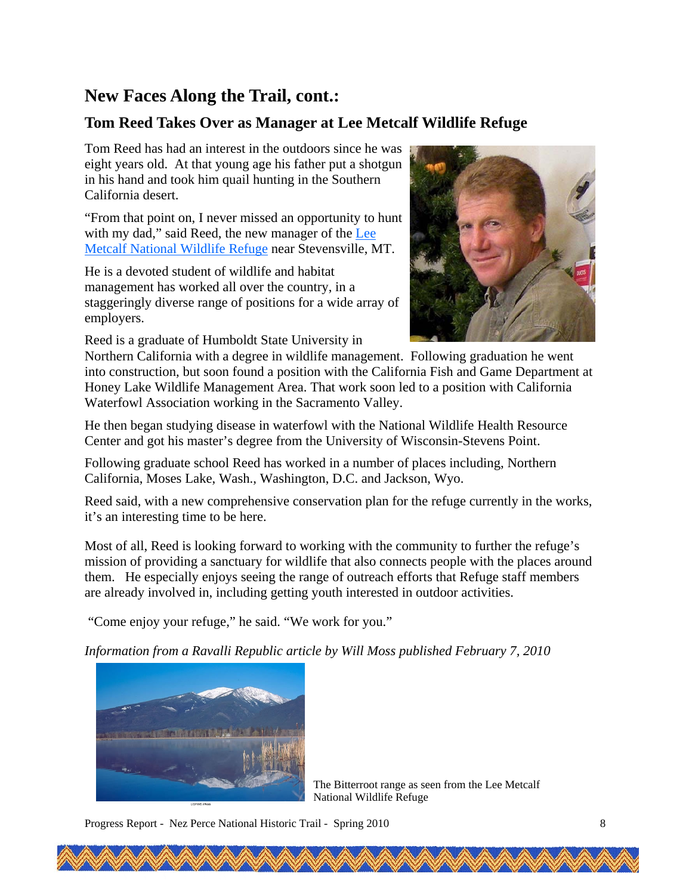## New Faces Along the Trail, cont.:

### Tom Reed Takes Over as Manager at Lee Metcalf Wildlife Refuge

Tom Reed has had an interest in the outdoors since he was eight years old. At that young age his father put a shotgun in his hand and took him quail hunting in the Southern California desert.

"From that point on, I never missed an opportunity to hunt with my dad," said Reed, the new manager of the Lee Metcalf National Wildlife Refuge near Stevensville, MT.

He is a devoted student of wildlife and habitat management has worked all over the country, in a staggeringly diverse range of positions for a wide array of employers.

Reed is a graduate of Humboldt State University in Northern California with a degree in wildlife management. Following graduation he went into construction, but soon found a position with the California Fish and Game Department at Honey Lake Wildlife Management Area. That work soon led to a position with California Waterfowl Association working in the Sacramento Valley.

He then began studying disease in waterfowl with the National Wildlife Health Resource Center and got his master's degree from the University of Wisconsin-Stevens Point.

Following graduate school Reed has worked in a number of places including, Northern California, Moses Lake, Wash., Washington, D.C. and Jackson, Wyo.

Reed said, with a new comprehensive conservation plan for the refuge currently in the works, it's an interesting time to be here.

Most of all, Reed is looking forward to working with the community to further the refuge's mission of providing a sanctuary for wildlife that also connects people with the places around them. He especially enjoys seeing the range of outreach efforts that Refuge staff members are already involved in, including getting youth interested in outdoor activities.

"Come enjoy your refuge," he said. "We work for you."

*Information from a Ravalli Republic article by Will Moss published February 7, 2010*

USFWS Photo

The Bitterroot range as seen from the Lee Metcalf National Wildlife Refuge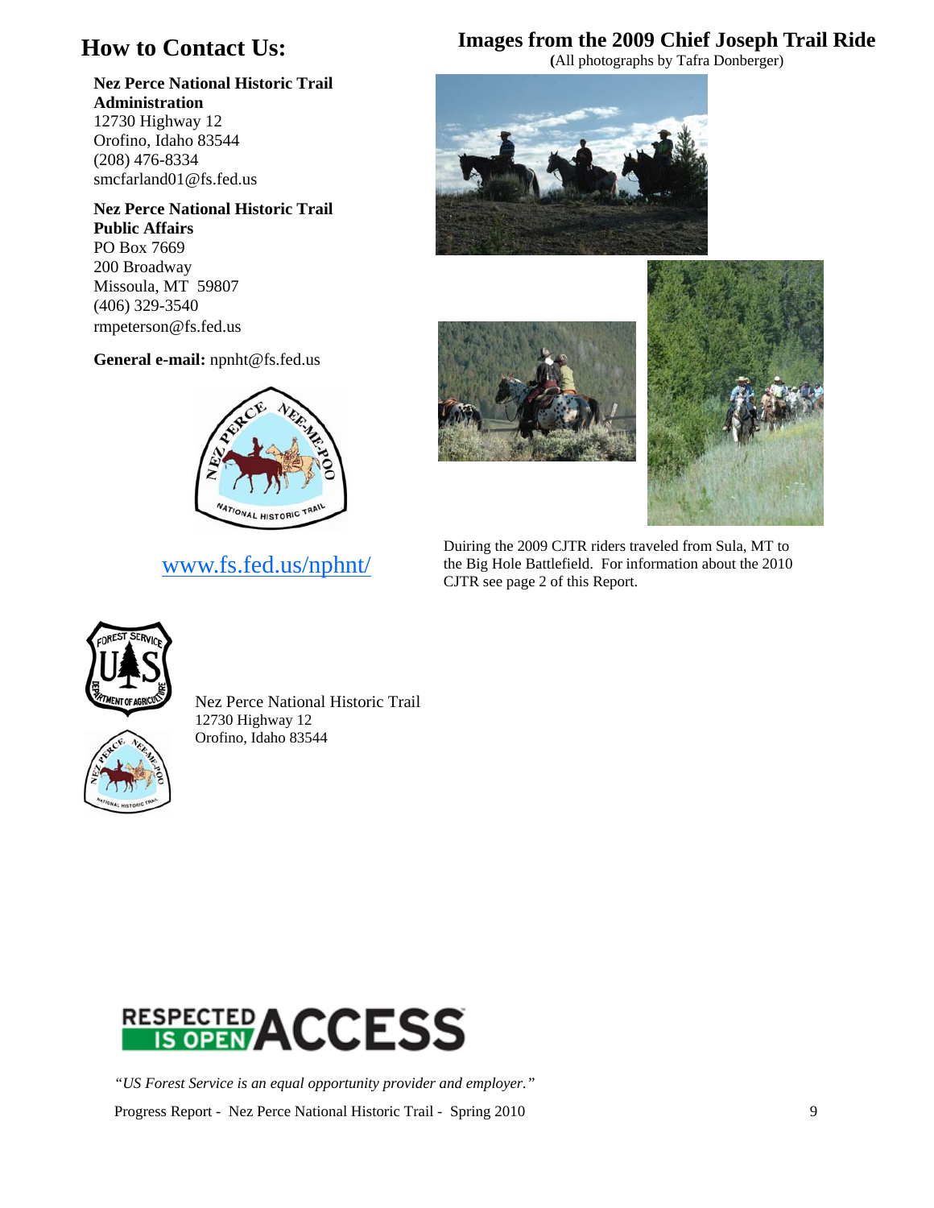## How to Contact Us:

**Nez Perce National Historic Trail Administration**
12730 Highway 12
Orofino, Idaho 83544
(208) 476-8334
smcfarland01@fs.fed.us

**Nez Perce National Historic Trail Public Affairs**
PO Box 7669
200 Broadway
Missoula, MT 59807
(406) 329-3540
rmpeterson@fs.fed.us

**General e-mail:** npnht@fs.fed.us

www.fs.fed.us/nphnt/

## Images from the 2009 Chief Joseph Trail Ride

(All photographs by Tafra Donberger)

Duiring the 2009 CJTR riders traveled from Sula, MT to the Big Hole Battlefield. For information about the 2010 CJTR see page 2 of this Report.

Nez Perce National Historic Trail
12730 Highway 12
Orofino, Idaho 83544

RESPECTED IS OPEN ACCESS

*"US Forest Service is an equal opportunity provider and employer."*